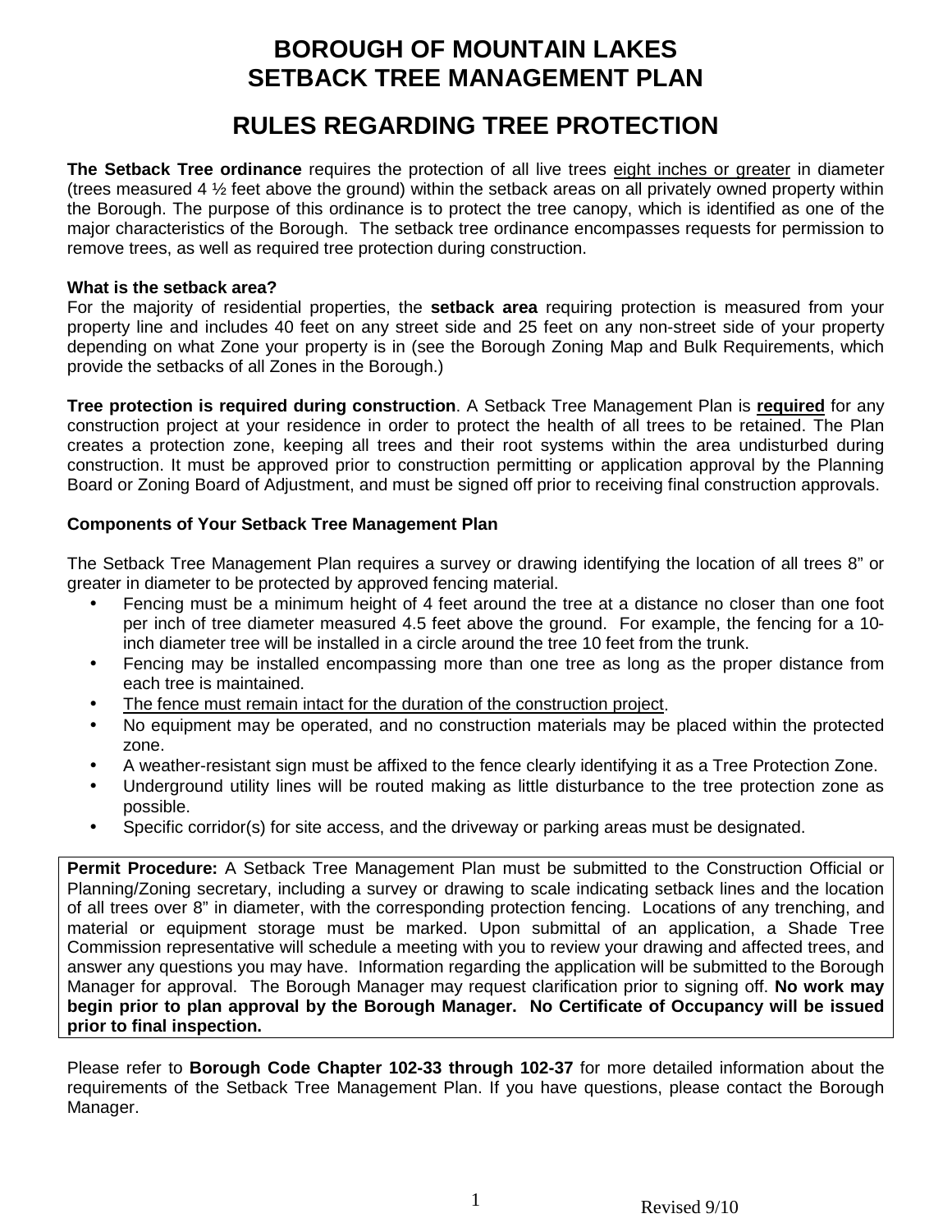# BOROUGH OF MOUNTAIN LAKES
# SETBACK TREE MANAGEMENT PLAN

## RULES REGARDING TREE PROTECTION

**The Setback Tree ordinance** requires the protection of all live trees <u>eight inches or greater</u> in diameter (trees measured 4 ½ feet above the ground) within the setback areas on all privately owned property within the Borough. The purpose of this ordinance is to protect the tree canopy, which is identified as one of the major characteristics of the Borough. The setback tree ordinance encompasses requests for permission to remove trees, as well as required tree protection during construction.

**What is the setback area?**
For the majority of residential properties, the **setback area** requiring protection is measured from your property line and includes 40 feet on any street side and 25 feet on any non-street side of your property depending on what Zone your property is in (see the Borough Zoning Map and Bulk Requirements, which provide the setbacks of all Zones in the Borough.)

**Tree protection is required during construction**. A Setback Tree Management Plan is **<u>required</u>** for any construction project at your residence in order to protect the health of all trees to be retained. The Plan creates a protection zone, keeping all trees and their root systems within the area undisturbed during construction. It must be approved prior to construction permitting or application approval by the Planning Board or Zoning Board of Adjustment, and must be signed off prior to receiving final construction approvals.

**Components of Your Setback Tree Management Plan**

The Setback Tree Management Plan requires a survey or drawing identifying the location of all trees 8" or greater in diameter to be protected by approved fencing material.

- Fencing must be a minimum height of 4 feet around the tree at a distance no closer than one foot per inch of tree diameter measured 4.5 feet above the ground. For example, the fencing for a 10-inch diameter tree will be installed in a circle around the tree 10 feet from the trunk.
- Fencing may be installed encompassing more than one tree as long as the proper distance from each tree is maintained.
- <u>The fence must remain intact for the duration of the construction project</u>.
- No equipment may be operated, and no construction materials may be placed within the protected zone.
- A weather-resistant sign must be affixed to the fence clearly identifying it as a Tree Protection Zone.
- Underground utility lines will be routed making as little disturbance to the tree protection zone as possible.
- Specific corridor(s) for site access, and the driveway or parking areas must be designated.

**Permit Procedure:** A Setback Tree Management Plan must be submitted to the Construction Official or Planning/Zoning secretary, including a survey or drawing to scale indicating setback lines and the location of all trees over 8" in diameter, with the corresponding protection fencing. Locations of any trenching, and material or equipment storage must be marked. Upon submittal of an application, a Shade Tree Commission representative will schedule a meeting with you to review your drawing and affected trees, and answer any questions you may have. Information regarding the application will be submitted to the Borough Manager for approval. The Borough Manager may request clarification prior to signing off. **No work may begin prior to plan approval by the Borough Manager. No Certificate of Occupancy will be issued prior to final inspection.**

Please refer to **Borough Code Chapter 102-33 through 102-37** for more detailed information about the requirements of the Setback Tree Management Plan. If you have questions, please contact the Borough Manager.

Revised 9/10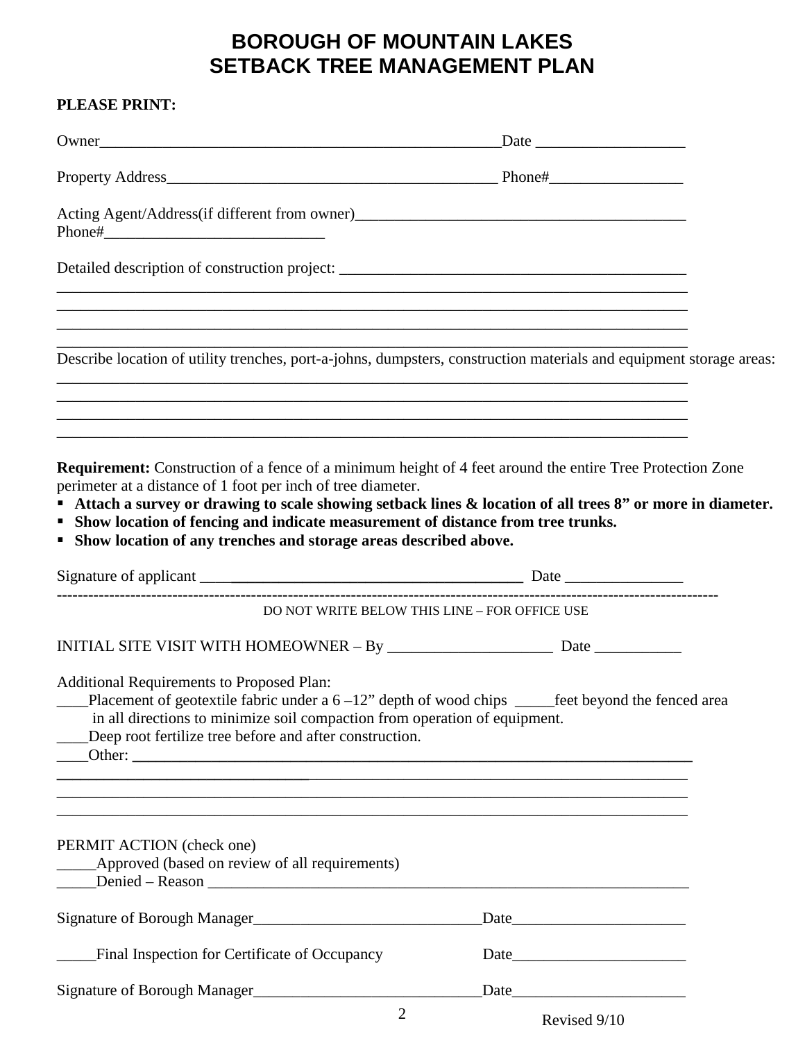# BOROUGH OF MOUNTAIN LAKES
# SETBACK TREE MANAGEMENT PLAN

**PLEASE PRINT:**

Owner_____________________________________________________Date ___________________

Property Address___________________________________________ Phone#_________________

Acting Agent/Address(if different from owner)__________________________________________
Phone#____________________________

Detailed description of construction project: ______________________________________________
_____________________________________________________________________________________
_____________________________________________________________________________________
_____________________________________________________________________________________
_____________________________________________________________________________________

Describe location of utility trenches, port-a-johns, dumpsters, construction materials and equipment storage areas:
_____________________________________________________________________________________
_____________________________________________________________________________________
_____________________________________________________________________________________
_____________________________________________________________________________________

**Requirement:** Construction of a fence of a minimum height of 4 feet around the entire Tree Protection Zone perimeter at a distance of 1 foot per inch of tree diameter.

- **Attach a survey or drawing to scale showing setback lines & location of all trees 8" or more in diameter.**
- **Show location of fencing and indicate measurement of distance from tree trunks.**
- **Show location of any trenches and storage areas described above.**

Signature of applicant _______________________________________ Date _______________

---

DO NOT WRITE BELOW THIS LINE – FOR OFFICE USE

INITIAL SITE VISIT WITH HOMEOWNER – By _____________________ Date ___________

Additional Requirements to Proposed Plan:

____Placement of geotextile fabric under a 6 –12" depth of wood chips _____feet beyond the fenced area in all directions to minimize soil compaction from operation of equipment.

____Deep root fertilize tree before and after construction.

____Other: __________________________________________________________________________
_____________________________________________________________________________________
_____________________________________________________________________________________
_____________________________________________________________________________________

PERMIT ACTION (check one)

_____Approved (based on review of all requirements)

_____Denied – Reason ________________________________________________________________

Signature of Borough Manager_____________________________Date______________________

_____Final Inspection for Certificate of Occupancy Date______________________

Signature of Borough Manager_____________________________Date______________________

Revised 9/10